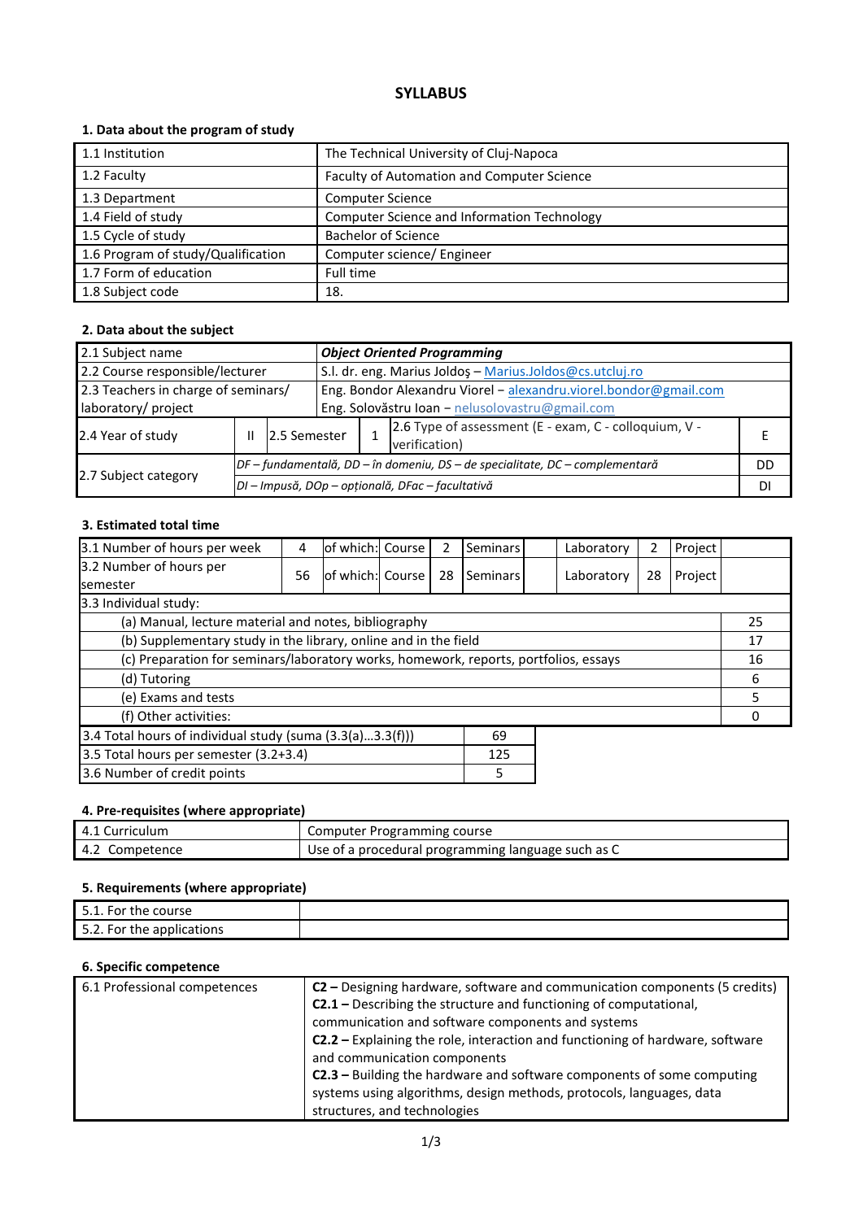# SYLLABUS

## 1. Data about the program of study

| | |
|---|---|
| 1.1 Institution | The Technical University of Cluj-Napoca |
| 1.2 Faculty | Faculty of Automation and Computer Science |
| 1.3 Department | Computer Science |
| 1.4 Field of study | Computer Science and Information Technology |
| 1.5 Cycle of study | Bachelor of Science |
| 1.6 Program of study/Qualification | Computer science/ Engineer |
| 1.7 Form of education | Full time |
| 1.8 Subject code | 18. |

## 2. Data about the subject

| | | | | | |
|---|---|---|---|---|---|
| 2.1 Subject name | ***Object Oriented Programming*** | | | | |
| 2.2 Course responsible/lecturer | S.l. dr. eng. Marius Joldoș – Marius.Joldos@cs.utcluj.ro | | | | |
| 2.3 Teachers in charge of seminars/ laboratory/ project | Eng. Bondor Alexandru Viorel – alexandru.viorel.bondor@gmail.com<br>Eng. Solovăstru Ioan – nelusolovastru@gmail.com | | | | |
| 2.4 Year of study | II | 2.5 Semester | 1 | 2.6 Type of assessment (E - exam, C - colloquium, V - verification) | E |
| 2.7 Subject category | *DF – fundamentală, DD – în domeniu, DS – de specialitate, DC – complementară* | | | | DD |
| | *DI – Impusă, DOp – opțională, DFac – facultativă* | | | | DI |

## 3. Estimated total time

| | | | | | | | | | | |
|---|---|---|---|---|---|---|---|---|---|---|
| 3.1 Number of hours per week | 4 | of which: | Course | 2 | Seminars | | Laboratory | 2 | Project | |
| 3.2 Number of hours per semester | 56 | of which: | Course | 28 | Seminars | | Laboratory | 28 | Project | |
| 3.3 Individual study: | | | | | | | | | | |
| (a) Manual, lecture material and notes, bibliography | | | | | | | | | | 25 |
| (b) Supplementary study in the library, online and in the field | | | | | | | | | | 17 |
| (c) Preparation for seminars/laboratory works, homework, reports, portfolios, essays | | | | | | | | | | 16 |
| (d) Tutoring | | | | | | | | | | 6 |
| (e) Exams and tests | | | | | | | | | | 5 |
| (f) Other activities: | | | | | | | | | | 0 |

| | |
|---|---|
| 3.4 Total hours of individual study (suma (3.3(a)...3.3(f))) | 69 |
| 3.5 Total hours per semester (3.2+3.4) | 125 |
| 3.6 Number of credit points | 5 |

## 4. Pre-requisites (where appropriate)

| | |
|---|---|
| 4.1 Curriculum | Computer Programming course |
| 4.2 Competence | Use of a procedural programming language such as C |

## 5. Requirements (where appropriate)

| | |
|---|---|
| 5.1. For the course | |
| 5.2. For the applications | |

## 6. Specific competence

| | |
|---|---|
| 6.1 Professional competences | **C2 –** Designing hardware, software and communication components (5 credits)<br>**C2.1 –** Describing the structure and functioning of computational, communication and software components and systems<br>**C2.2 –** Explaining the role, interaction and functioning of hardware, software and communication components<br>**C2.3 –** Building the hardware and software components of some computing systems using algorithms, design methods, protocols, languages, data structures, and technologies |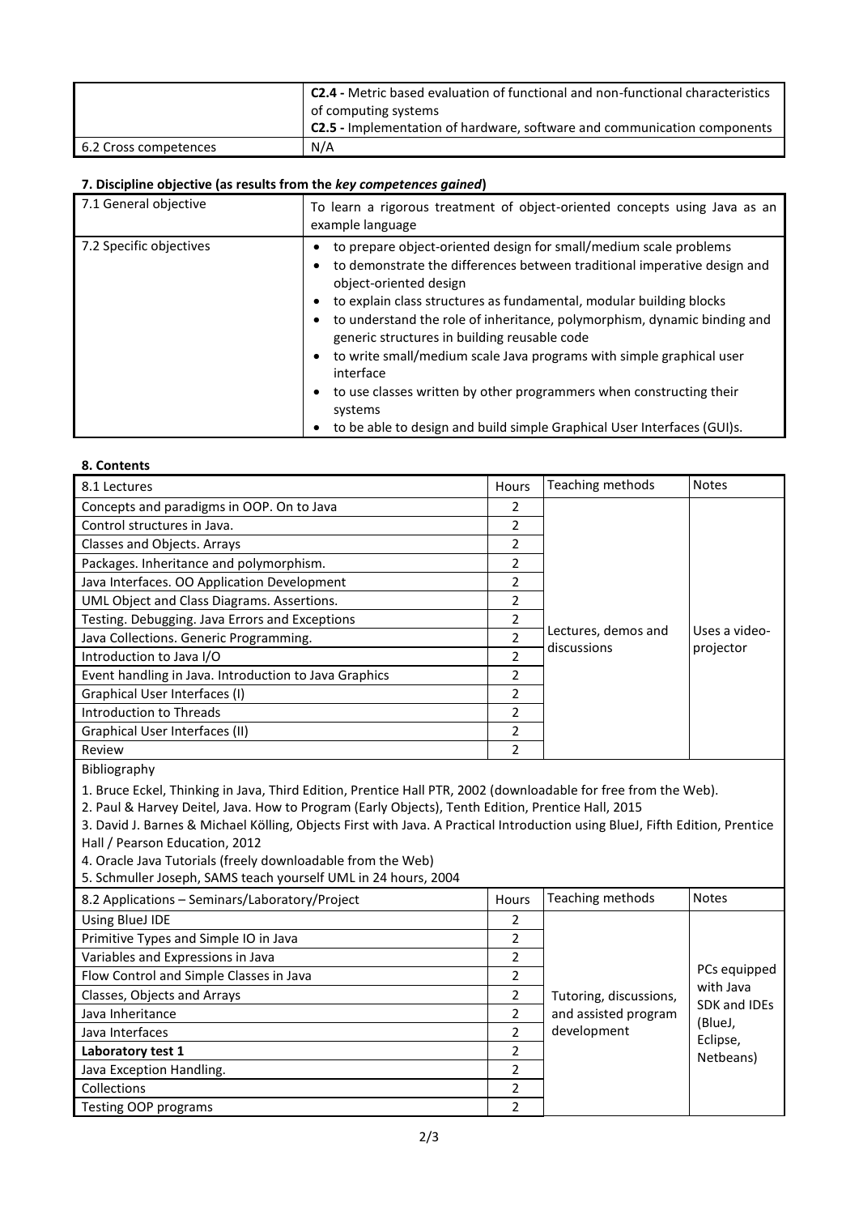| | **C2.4 -** Metric based evaluation of functional and non-functional characteristics of computing systems<br>**C2.5 -** Implementation of hardware, software and communication components |
|---|---|
| 6.2 Cross competences | N/A |

### 7. Discipline objective (as results from the *key competences gained*)

| 7.1 General objective | To learn a rigorous treatment of object-oriented concepts using Java as an example language |
|---|---|
| 7.2 Specific objectives | • to prepare object-oriented design for small/medium scale problems<br>• to demonstrate the differences between traditional imperative design and object-oriented design<br>• to explain class structures as fundamental, modular building blocks<br>• to understand the role of inheritance, polymorphism, dynamic binding and generic structures in building reusable code<br>• to write small/medium scale Java programs with simple graphical user interface<br>• to use classes written by other programmers when constructing their systems<br>• to be able to design and build simple Graphical User Interfaces (GUI)s. |

### 8. Contents

| 8.1 Lectures | Hours | Teaching methods | Notes |
|---|---|---|---|
| Concepts and paradigms in OOP. On to Java | 2 | Lectures, demos and discussions | Uses a video-projector |
| Control structures in Java. | 2 | | |
| Classes and Objects. Arrays | 2 | | |
| Packages. Inheritance and polymorphism. | 2 | | |
| Java Interfaces. OO Application Development | 2 | | |
| UML Object and Class Diagrams. Assertions. | 2 | | |
| Testing. Debugging. Java Errors and Exceptions | 2 | | |
| Java Collections. Generic Programming. | 2 | | |
| Introduction to Java I/O | 2 | | |
| Event handling in Java. Introduction to Java Graphics | 2 | | |
| Graphical User Interfaces (I) | 2 | | |
| Introduction to Threads | 2 | | |
| Graphical User Interfaces (II) | 2 | | |
| Review | 2 | | |

Bibliography

1. Bruce Eckel, Thinking in Java, Third Edition, Prentice Hall PTR, 2002 (downloadable for free from the Web).
2. Paul & Harvey Deitel, Java. How to Program (Early Objects), Tenth Edition, Prentice Hall, 2015
3. David J. Barnes & Michael Kölling, Objects First with Java. A Practical Introduction using BlueJ, Fifth Edition, Prentice Hall / Pearson Education, 2012
4. Oracle Java Tutorials (freely downloadable from the Web)
5. Schmuller Joseph, SAMS teach yourself UML in 24 hours, 2004

| 8.2 Applications – Seminars/Laboratory/Project | Hours | Teaching methods | Notes |
|---|---|---|---|
| Using BlueJ IDE | 2 | Tutoring, discussions, and assisted program development | PCs equipped with Java SDK and IDEs (BlueJ, Eclipse, Netbeans) |
| Primitive Types and Simple IO in Java | 2 | | |
| Variables and Expressions in Java | 2 | | |
| Flow Control and Simple Classes in Java | 2 | | |
| Classes, Objects and Arrays | 2 | | |
| Java Inheritance | 2 | | |
| Java Interfaces | 2 | | |
| **Laboratory test 1** | 2 | | |
| Java Exception Handling. | 2 | | |
| Collections | 2 | | |
| Testing OOP programs | 2 | | |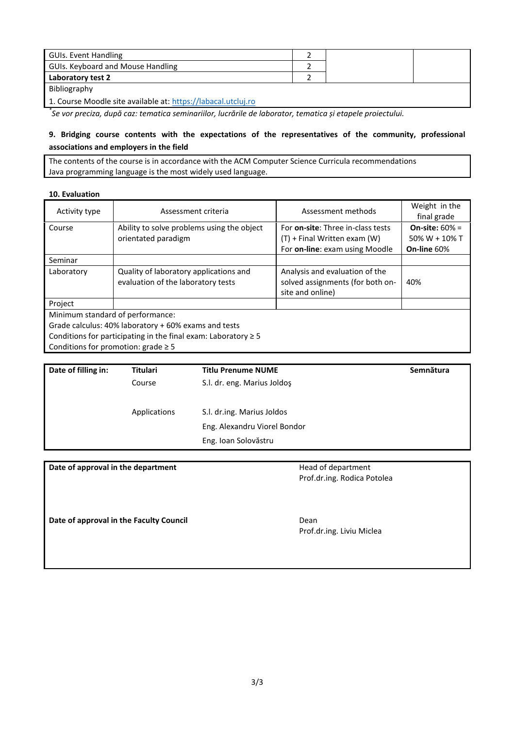| | | | |
|---|---|---|---|
| GUIs. Event Handling | 2 | | |
| GUIs. Keyboard and Mouse Handling | 2 | | |
| **Laboratory test 2** | 2 | | |
| Bibliography | | | |
| 1. Course Moodle site available at: https://labacal.utcluj.ro | | | |

*[*] Se vor preciza, după caz: tematica seminariilor, lucrările de laborator, tematica și etapele proiectului.*

### 9. Bridging course contents with the expectations of the representatives of the community, professional associations and employers in the field

The contents of the course is in accordance with the ACM Computer Science Curricula recommendations
Java programming language is the most widely used language.

### 10. Evaluation

| Activity type | Assessment criteria | Assessment methods | Weight in the final grade |
|---|---|---|---|
| Course | Ability to solve problems using the object orientated paradigm | For **on-site**: Three in-class tests (T) + Final Written exam (W)<br>For **on-line**: exam using Moodle | **On-site:** 60% = 50% W + 10% T<br>**On-line** 60% |
| Seminar | | | |
| Laboratory | Quality of laboratory applications and evaluation of the laboratory tests | Analysis and evaluation of the solved assignments (for both on-site and online) | 40% |
| Project | | | |

Minimum standard of performance:
Grade calculus: 40% laboratory + 60% exams and tests
Conditions for participating in the final exam: Laboratory ≥ 5
Conditions for promotion: grade ≥ 5

| **Date of filling in:** | **Titulari** | **Titlu Prenume NUME** | **Semnătura** |
|---|---|---|---|
| | Course | S.l. dr. eng. Marius Joldoş | |
| | Applications | S.l. dr.ing. Marius Joldos<br>Eng. Alexandru Viorel Bondor<br>Eng. Ioan Solovăstru | |

| | |
|---|---|
| **Date of approval in the department** | Head of department<br>Prof.dr.ing. Rodica Potolea |
| **Date of approval in the Faculty Council** | Dean<br>Prof.dr.ing. Liviu Miclea |